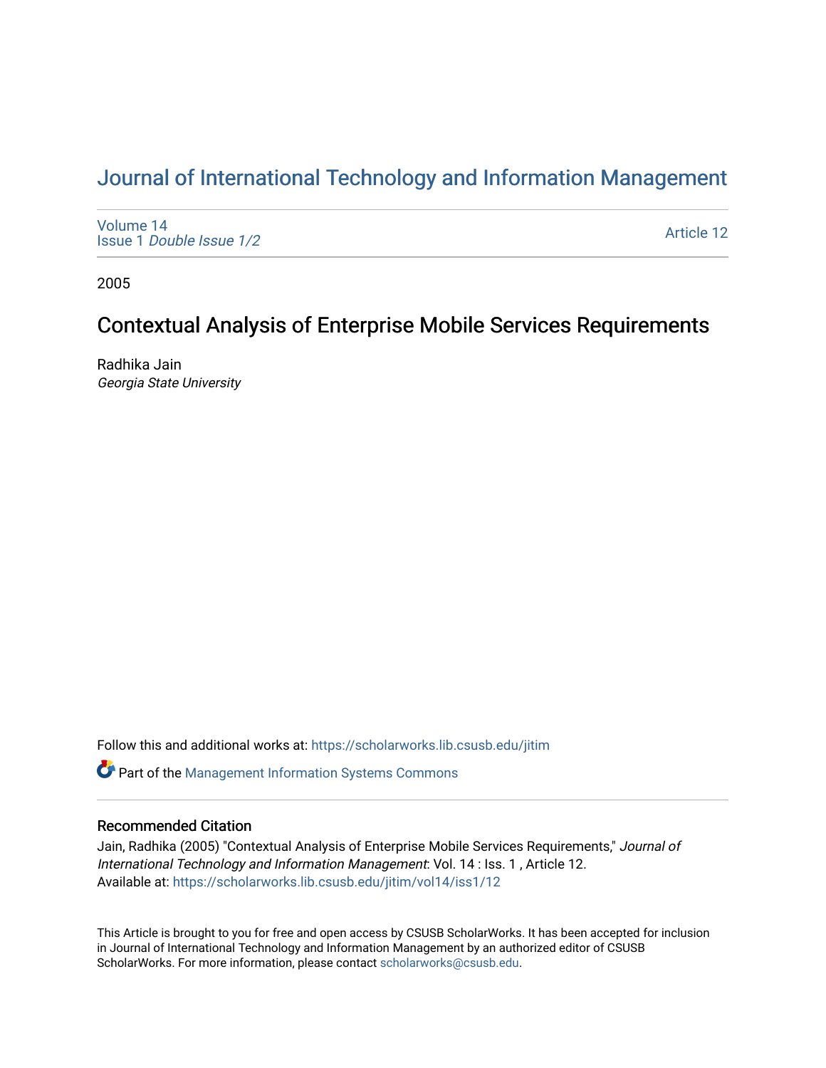# Journal of International Technology and Information Management

Volume 14
Issue 1 *Double Issue 1/2*

Article 12

2005

## Contextual Analysis of Enterprise Mobile Services Requirements

Radhika Jain
*Georgia State University*

Follow this and additional works at: https://scholarworks.lib.csusb.edu/jitim

Part of the Management Information Systems Commons

### Recommended Citation

Jain, Radhika (2005) "Contextual Analysis of Enterprise Mobile Services Requirements," *Journal of International Technology and Information Management*: Vol. 14 : Iss. 1 , Article 12.
Available at: https://scholarworks.lib.csusb.edu/jitim/vol14/iss1/12

This Article is brought to you for free and open access by CSUSB ScholarWorks. It has been accepted for inclusion in Journal of International Technology and Information Management by an authorized editor of CSUSB ScholarWorks. For more information, please contact scholarworks@csusb.edu.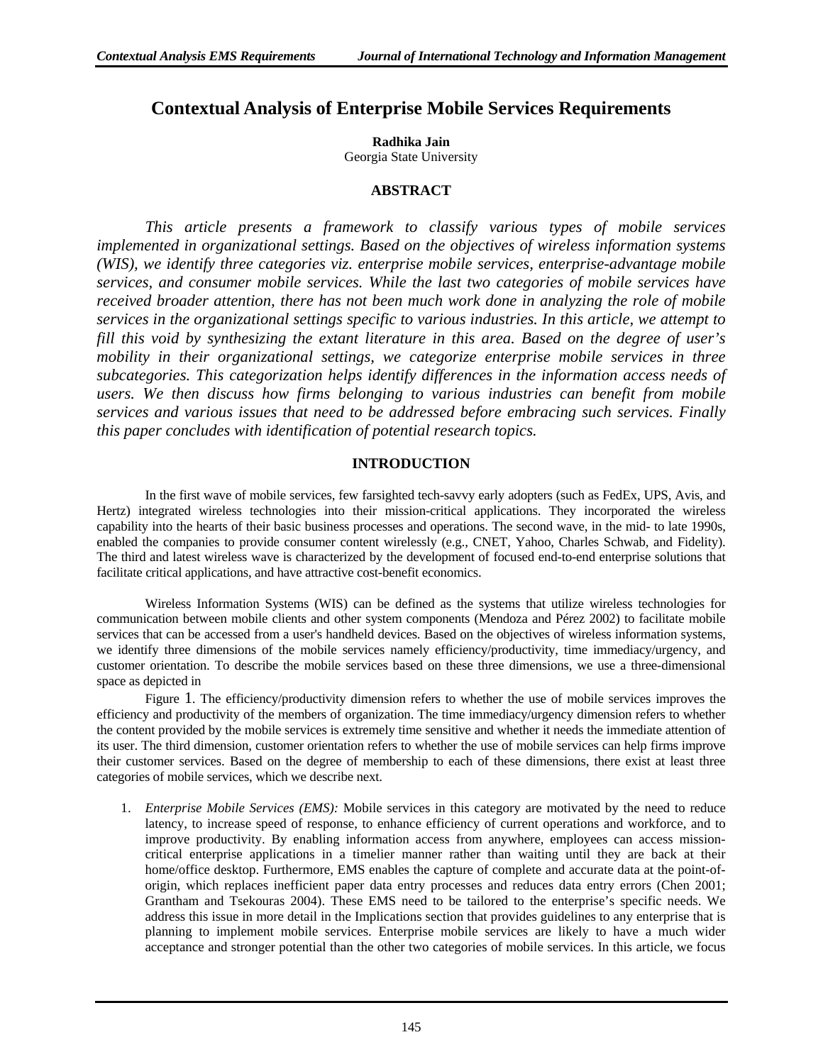# Contextual Analysis of Enterprise Mobile Services Requirements

**Radhika Jain**
Georgia State University

## ABSTRACT

*This article presents a framework to classify various types of mobile services implemented in organizational settings. Based on the objectives of wireless information systems (WIS), we identify three categories viz. enterprise mobile services, enterprise-advantage mobile services, and consumer mobile services. While the last two categories of mobile services have received broader attention, there has not been much work done in analyzing the role of mobile services in the organizational settings specific to various industries. In this article, we attempt to fill this void by synthesizing the extant literature in this area. Based on the degree of user's mobility in their organizational settings, we categorize enterprise mobile services in three subcategories. This categorization helps identify differences in the information access needs of users. We then discuss how firms belonging to various industries can benefit from mobile services and various issues that need to be addressed before embracing such services. Finally this paper concludes with identification of potential research topics.*

## INTRODUCTION

In the first wave of mobile services, few farsighted tech-savvy early adopters (such as FedEx, UPS, Avis, and Hertz) integrated wireless technologies into their mission-critical applications. They incorporated the wireless capability into the hearts of their basic business processes and operations. The second wave, in the mid- to late 1990s, enabled the companies to provide consumer content wirelessly (e.g., CNET, Yahoo, Charles Schwab, and Fidelity). The third and latest wireless wave is characterized by the development of focused end-to-end enterprise solutions that facilitate critical applications, and have attractive cost-benefit economics.

Wireless Information Systems (WIS) can be defined as the systems that utilize wireless technologies for communication between mobile clients and other system components (Mendoza and Pérez 2002) to facilitate mobile services that can be accessed from a user's handheld devices. Based on the objectives of wireless information systems, we identify three dimensions of the mobile services namely efficiency/productivity, time immediacy/urgency, and customer orientation. To describe the mobile services based on these three dimensions, we use a three-dimensional space as depicted in

Figure 1. The efficiency/productivity dimension refers to whether the use of mobile services improves the efficiency and productivity of the members of organization. The time immediacy/urgency dimension refers to whether the content provided by the mobile services is extremely time sensitive and whether it needs the immediate attention of its user. The third dimension, customer orientation refers to whether the use of mobile services can help firms improve their customer services. Based on the degree of membership to each of these dimensions, there exist at least three categories of mobile services, which we describe next.

1. *Enterprise Mobile Services (EMS):* Mobile services in this category are motivated by the need to reduce latency, to increase speed of response, to enhance efficiency of current operations and workforce, and to improve productivity. By enabling information access from anywhere, employees can access mission-critical enterprise applications in a timelier manner rather than waiting until they are back at their home/office desktop. Furthermore, EMS enables the capture of complete and accurate data at the point-of-origin, which replaces inefficient paper data entry processes and reduces data entry errors (Chen 2001; Grantham and Tsekouras 2004). These EMS need to be tailored to the enterprise's specific needs. We address this issue in more detail in the Implications section that provides guidelines to any enterprise that is planning to implement mobile services. Enterprise mobile services are likely to have a much wider acceptance and stronger potential than the other two categories of mobile services. In this article, we focus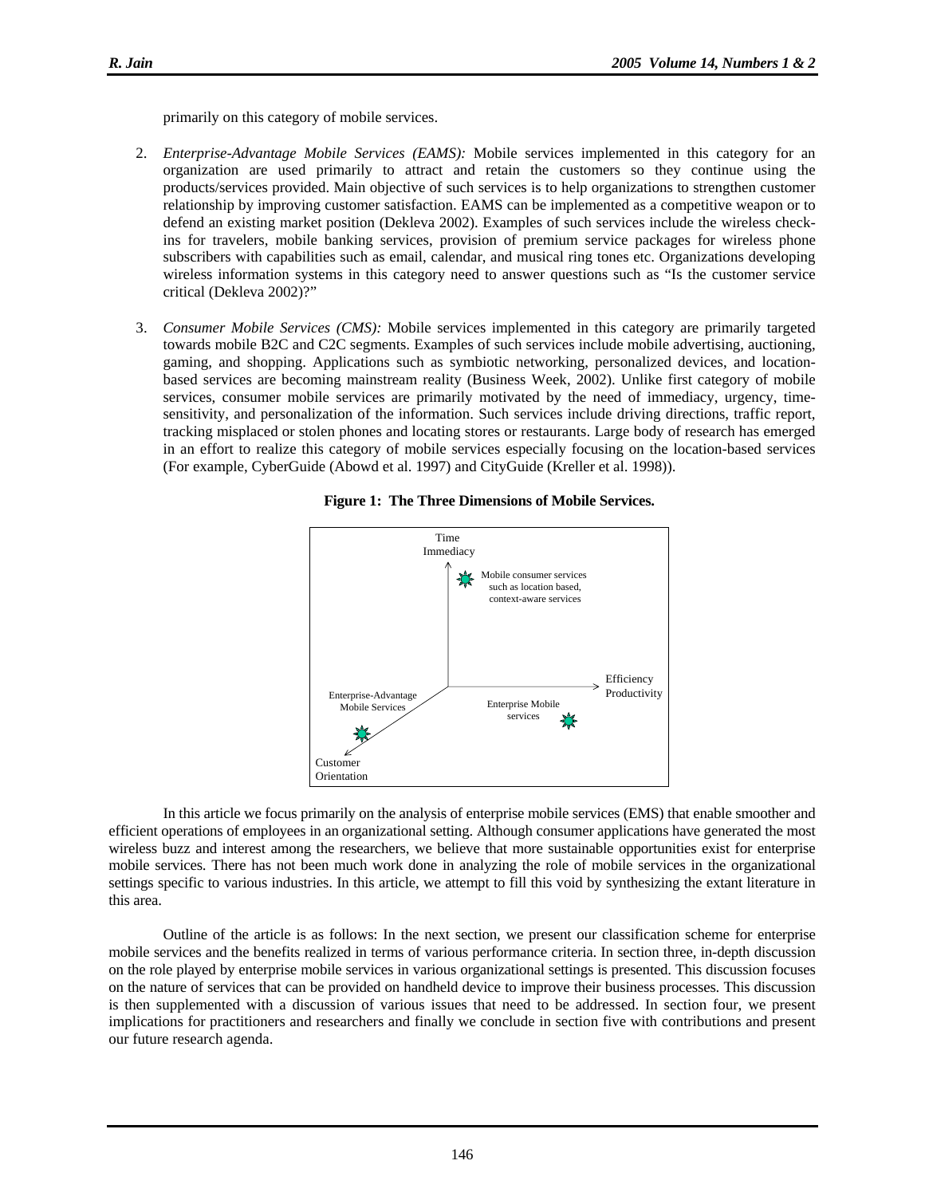primarily on this category of mobile services.

2. *Enterprise-Advantage Mobile Services (EAMS):* Mobile services implemented in this category for an organization are used primarily to attract and retain the customers so they continue using the products/services provided. Main objective of such services is to help organizations to strengthen customer relationship by improving customer satisfaction. EAMS can be implemented as a competitive weapon or to defend an existing market position (Dekleva 2002). Examples of such services include the wireless check-ins for travelers, mobile banking services, provision of premium service packages for wireless phone subscribers with capabilities such as email, calendar, and musical ring tones etc. Organizations developing wireless information systems in this category need to answer questions such as "Is the customer service critical (Dekleva 2002)?"

3. *Consumer Mobile Services (CMS):* Mobile services implemented in this category are primarily targeted towards mobile B2C and C2C segments. Examples of such services include mobile advertising, auctioning, gaming, and shopping. Applications such as symbiotic networking, personalized devices, and location-based services are becoming mainstream reality (Business Week, 2002). Unlike first category of mobile services, consumer mobile services are primarily motivated by the need of immediacy, urgency, time-sensitivity, and personalization of the information. Such services include driving directions, traffic report, tracking misplaced or stolen phones and locating stores or restaurants. Large body of research has emerged in an effort to realize this category of mobile services especially focusing on the location-based services (For example, CyberGuide (Abowd et al. 1997) and CityGuide (Kreller et al. 1998)).

**Figure 1: The Three Dimensions of Mobile Services.**

Time Immediacy — Mobile consumer services such as location based, context-aware services

Efficiency Productivity — Enterprise Mobile services

Customer Orientation — Enterprise-Advantage Mobile Services

In this article we focus primarily on the analysis of enterprise mobile services (EMS) that enable smoother and efficient operations of employees in an organizational setting. Although consumer applications have generated the most wireless buzz and interest among the researchers, we believe that more sustainable opportunities exist for enterprise mobile services. There has not been much work done in analyzing the role of mobile services in the organizational settings specific to various industries. In this article, we attempt to fill this void by synthesizing the extant literature in this area.

Outline of the article is as follows: In the next section, we present our classification scheme for enterprise mobile services and the benefits realized in terms of various performance criteria. In section three, in-depth discussion on the role played by enterprise mobile services in various organizational settings is presented. This discussion focuses on the nature of services that can be provided on handheld device to improve their business processes. This discussion is then supplemented with a discussion of various issues that need to be addressed. In section four, we present implications for practitioners and researchers and finally we conclude in section five with contributions and present our future research agenda.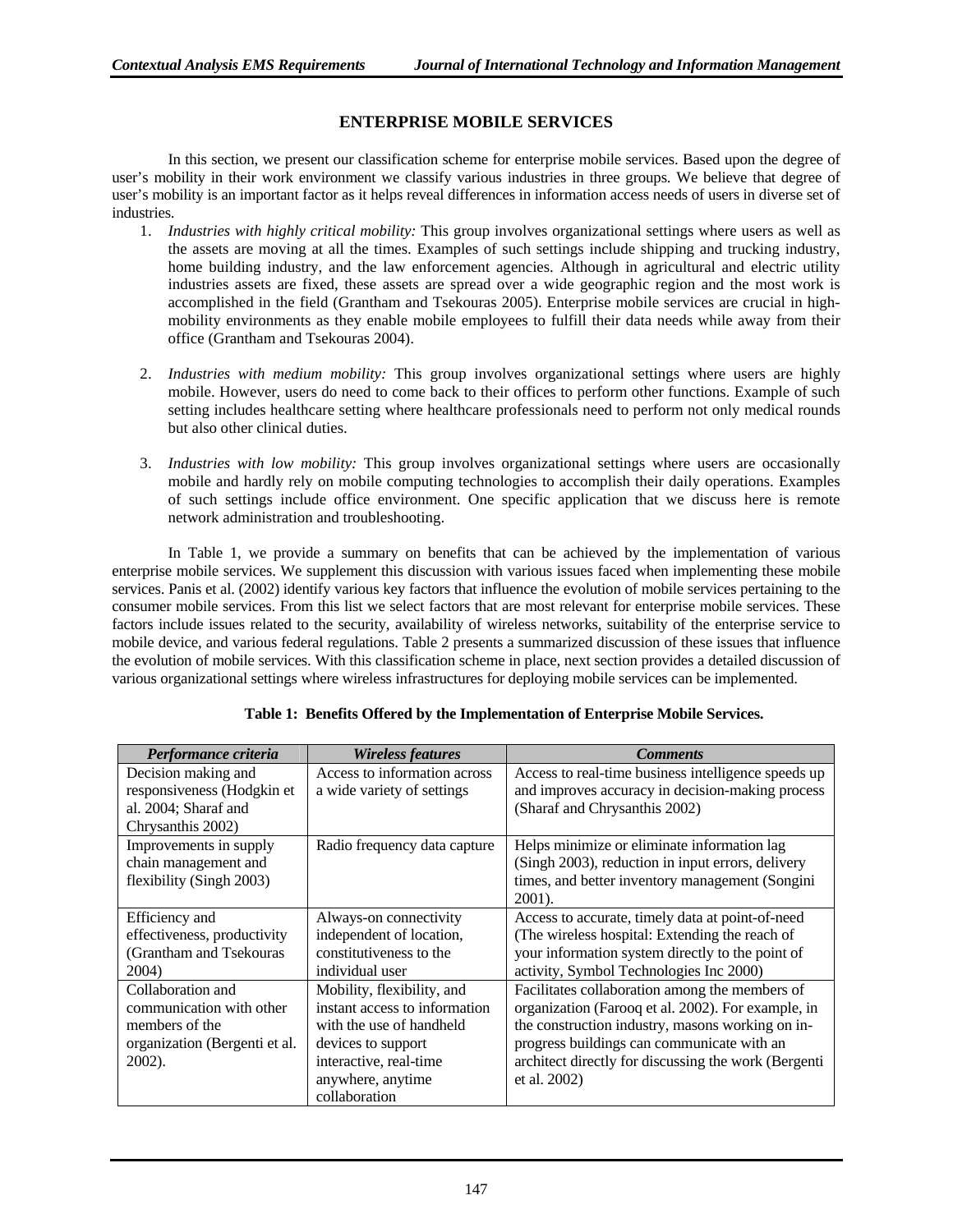## ENTERPRISE MOBILE SERVICES

In this section, we present our classification scheme for enterprise mobile services. Based upon the degree of user's mobility in their work environment we classify various industries in three groups. We believe that degree of user's mobility is an important factor as it helps reveal differences in information access needs of users in diverse set of industries.

1. *Industries with highly critical mobility:* This group involves organizational settings where users as well as the assets are moving at all the times. Examples of such settings include shipping and trucking industry, home building industry, and the law enforcement agencies. Although in agricultural and electric utility industries assets are fixed, these assets are spread over a wide geographic region and the most work is accomplished in the field (Grantham and Tsekouras 2005). Enterprise mobile services are crucial in high-mobility environments as they enable mobile employees to fulfill their data needs while away from their office (Grantham and Tsekouras 2004).

2. *Industries with medium mobility:* This group involves organizational settings where users are highly mobile. However, users do need to come back to their offices to perform other functions. Example of such setting includes healthcare setting where healthcare professionals need to perform not only medical rounds but also other clinical duties.

3. *Industries with low mobility:* This group involves organizational settings where users are occasionally mobile and hardly rely on mobile computing technologies to accomplish their daily operations. Examples of such settings include office environment. One specific application that we discuss here is remote network administration and troubleshooting.

In Table 1, we provide a summary on benefits that can be achieved by the implementation of various enterprise mobile services. We supplement this discussion with various issues faced when implementing these mobile services. Panis et al. (2002) identify various key factors that influence the evolution of mobile services pertaining to the consumer mobile services. From this list we select factors that are most relevant for enterprise mobile services. These factors include issues related to the security, availability of wireless networks, suitability of the enterprise service to mobile device, and various federal regulations. Table 2 presents a summarized discussion of these issues that influence the evolution of mobile services. With this classification scheme in place, next section provides a detailed discussion of various organizational settings where wireless infrastructures for deploying mobile services can be implemented.

**Table 1: Benefits Offered by the Implementation of Enterprise Mobile Services.**

| *Performance criteria* | *Wireless features* | *Comments* |
| --- | --- | --- |
| Decision making and responsiveness (Hodgkin et al. 2004; Sharaf and Chrysanthis 2002) | Access to information across a wide variety of settings | Access to real-time business intelligence speeds up and improves accuracy in decision-making process (Sharaf and Chrysanthis 2002) |
| Improvements in supply chain management and flexibility (Singh 2003) | Radio frequency data capture | Helps minimize or eliminate information lag (Singh 2003), reduction in input errors, delivery times, and better inventory management (Songini 2001). |
| Efficiency and effectiveness, productivity (Grantham and Tsekouras 2004) | Always-on connectivity independent of location, constitutiveness to the individual user | Access to accurate, timely data at point-of-need (The wireless hospital: Extending the reach of your information system directly to the point of activity, Symbol Technologies Inc 2000) |
| Collaboration and communication with other members of the organization (Bergenti et al. 2002). | Mobility, flexibility, and instant access to information with the use of handheld devices to support interactive, real-time anywhere, anytime collaboration | Facilitates collaboration among the members of organization (Farooq et al. 2002). For example, in the construction industry, masons working on in-progress buildings can communicate with an architect directly for discussing the work (Bergenti et al. 2002) |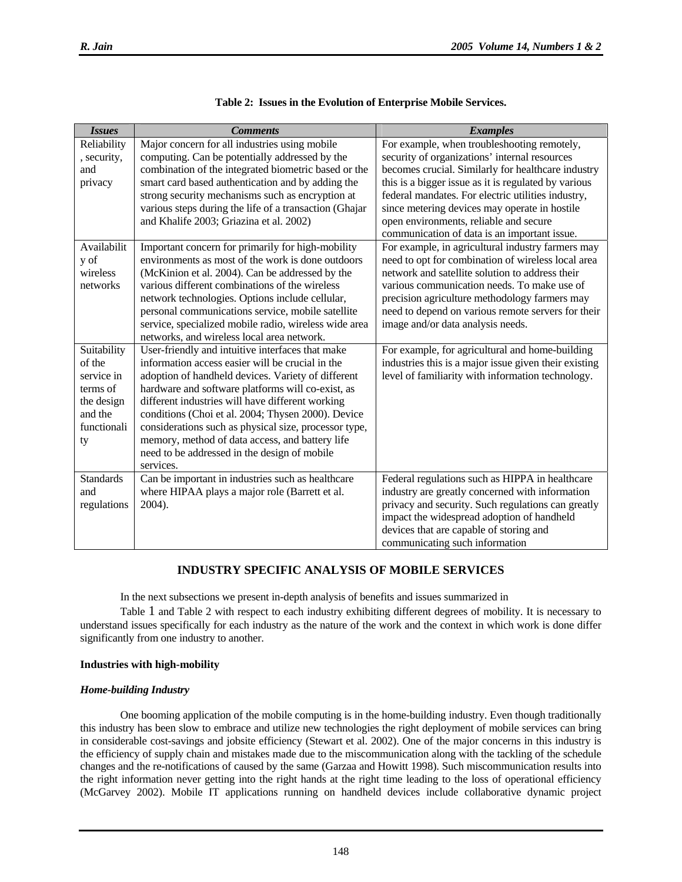**Table 2: Issues in the Evolution of Enterprise Mobile Services.**

| *Issues* | *Comments* | *Examples* |
|---|---|---|
| Reliability, security, and privacy | Major concern for all industries using mobile computing. Can be potentially addressed by the combination of the integrated biometric based or the smart card based authentication and by adding the strong security mechanisms such as encryption at various steps during the life of a transaction (Ghajar and Khalife 2003; Griazina et al. 2002) | For example, when troubleshooting remotely, security of organizations' internal resources becomes crucial. Similarly for healthcare industry this is a bigger issue as it is regulated by various federal mandates. For electric utilities industry, since metering devices may operate in hostile open environments, reliable and secure communication of data is an important issue. |
| Availability of wireless networks | Important concern for primarily for high-mobility environments as most of the work is done outdoors (McKinion et al. 2004). Can be addressed by the various different combinations of the wireless network technologies. Options include cellular, personal communications service, mobile satellite service, specialized mobile radio, wireless wide area networks, and wireless local area network. | For example, in agricultural industry farmers may need to opt for combination of wireless local area network and satellite solution to address their various communication needs. To make use of precision agriculture methodology farmers may need to depend on various remote servers for their image and/or data analysis needs. |
| Suitability of the service in terms of the design and the functionality | User-friendly and intuitive interfaces that make information access easier will be crucial in the adoption of handheld devices. Variety of different hardware and software platforms will co-exist, as different industries will have different working conditions (Choi et al. 2004; Thysen 2000). Device considerations such as physical size, processor type, memory, method of data access, and battery life need to be addressed in the design of mobile services. | For example, for agricultural and home-building industries this is a major issue given their existing level of familiarity with information technology. |
| Standards and regulations | Can be important in industries such as healthcare where HIPAA plays a major role (Barrett et al. 2004). | Federal regulations such as HIPPA in healthcare industry are greatly concerned with information privacy and security. Such regulations can greatly impact the widespread adoption of handheld devices that are capable of storing and communicating such information |

## INDUSTRY SPECIFIC ANALYSIS OF MOBILE SERVICES

In the next subsections we present in-depth analysis of benefits and issues summarized in Table 1 and Table 2 with respect to each industry exhibiting different degrees of mobility. It is necessary to understand issues specifically for each industry as the nature of the work and the context in which work is done differ significantly from one industry to another.

### Industries with high-mobility

#### *Home-building Industry*

One booming application of the mobile computing is in the home-building industry. Even though traditionally this industry has been slow to embrace and utilize new technologies the right deployment of mobile services can bring in considerable cost-savings and jobsite efficiency (Stewart et al. 2002). One of the major concerns in this industry is the efficiency of supply chain and mistakes made due to the miscommunication along with the tackling of the schedule changes and the re-notifications of caused by the same (Garzaa and Howitt 1998). Such miscommunication results into the right information never getting into the right hands at the right time leading to the loss of operational efficiency (McGarvey 2002). Mobile IT applications running on handheld devices include collaborative dynamic project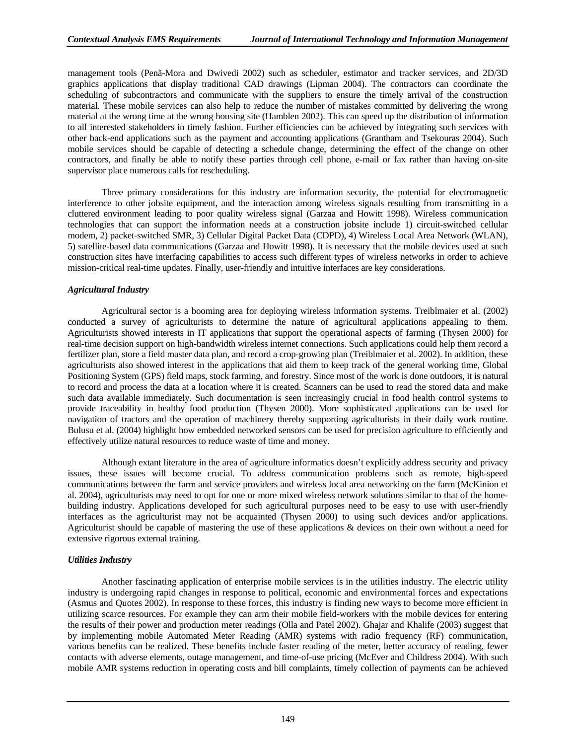management tools (Penã-Mora and Dwivedi 2002) such as scheduler, estimator and tracker services, and 2D/3D graphics applications that display traditional CAD drawings (Lipman 2004). The contractors can coordinate the scheduling of subcontractors and communicate with the suppliers to ensure the timely arrival of the construction material. These mobile services can also help to reduce the number of mistakes committed by delivering the wrong material at the wrong time at the wrong housing site (Hamblen 2002). This can speed up the distribution of information to all interested stakeholders in timely fashion. Further efficiencies can be achieved by integrating such services with other back-end applications such as the payment and accounting applications (Grantham and Tsekouras 2004). Such mobile services should be capable of detecting a schedule change, determining the effect of the change on other contractors, and finally be able to notify these parties through cell phone, e-mail or fax rather than having on-site supervisor place numerous calls for rescheduling.

Three primary considerations for this industry are information security, the potential for electromagnetic interference to other jobsite equipment, and the interaction among wireless signals resulting from transmitting in a cluttered environment leading to poor quality wireless signal (Garzaa and Howitt 1998). Wireless communication technologies that can support the information needs at a construction jobsite include 1) circuit-switched cellular modem, 2) packet-switched SMR, 3) Cellular Digital Packet Data (CDPD), 4) Wireless Local Area Network (WLAN), 5) satellite-based data communications (Garzaa and Howitt 1998). It is necessary that the mobile devices used at such construction sites have interfacing capabilities to access such different types of wireless networks in order to achieve mission-critical real-time updates. Finally, user-friendly and intuitive interfaces are key considerations.

### *Agricultural Industry*

Agricultural sector is a booming area for deploying wireless information systems. Treiblmaier et al. (2002) conducted a survey of agriculturists to determine the nature of agricultural applications appealing to them. Agriculturists showed interests in IT applications that support the operational aspects of farming (Thysen 2000) for real-time decision support on high-bandwidth wireless internet connections. Such applications could help them record a fertilizer plan, store a field master data plan, and record a crop-growing plan (Treiblmaier et al. 2002). In addition, these agriculturists also showed interest in the applications that aid them to keep track of the general working time, Global Positioning System (GPS) field maps, stock farming, and forestry. Since most of the work is done outdoors, it is natural to record and process the data at a location where it is created. Scanners can be used to read the stored data and make such data available immediately. Such documentation is seen increasingly crucial in food health control systems to provide traceability in healthy food production (Thysen 2000). More sophisticated applications can be used for navigation of tractors and the operation of machinery thereby supporting agriculturists in their daily work routine. Bulusu et al. (2004) highlight how embedded networked sensors can be used for precision agriculture to efficiently and effectively utilize natural resources to reduce waste of time and money.

Although extant literature in the area of agriculture informatics doesn't explicitly address security and privacy issues, these issues will become crucial. To address communication problems such as remote, high-speed communications between the farm and service providers and wireless local area networking on the farm (McKinion et al. 2004), agriculturists may need to opt for one or more mixed wireless network solutions similar to that of the home-building industry. Applications developed for such agricultural purposes need to be easy to use with user-friendly interfaces as the agriculturist may not be acquainted (Thysen 2000) to using such devices and/or applications. Agriculturist should be capable of mastering the use of these applications & devices on their own without a need for extensive rigorous external training.

### *Utilities Industry*

Another fascinating application of enterprise mobile services is in the utilities industry. The electric utility industry is undergoing rapid changes in response to political, economic and environmental forces and expectations (Asmus and Quotes 2002). In response to these forces, this industry is finding new ways to become more efficient in utilizing scarce resources. For example they can arm their mobile field-workers with the mobile devices for entering the results of their power and production meter readings (Olla and Patel 2002). Ghajar and Khalife (2003) suggest that by implementing mobile Automated Meter Reading (AMR) systems with radio frequency (RF) communication, various benefits can be realized. These benefits include faster reading of the meter, better accuracy of reading, fewer contacts with adverse elements, outage management, and time-of-use pricing (McEver and Childress 2004). With such mobile AMR systems reduction in operating costs and bill complaints, timely collection of payments can be achieved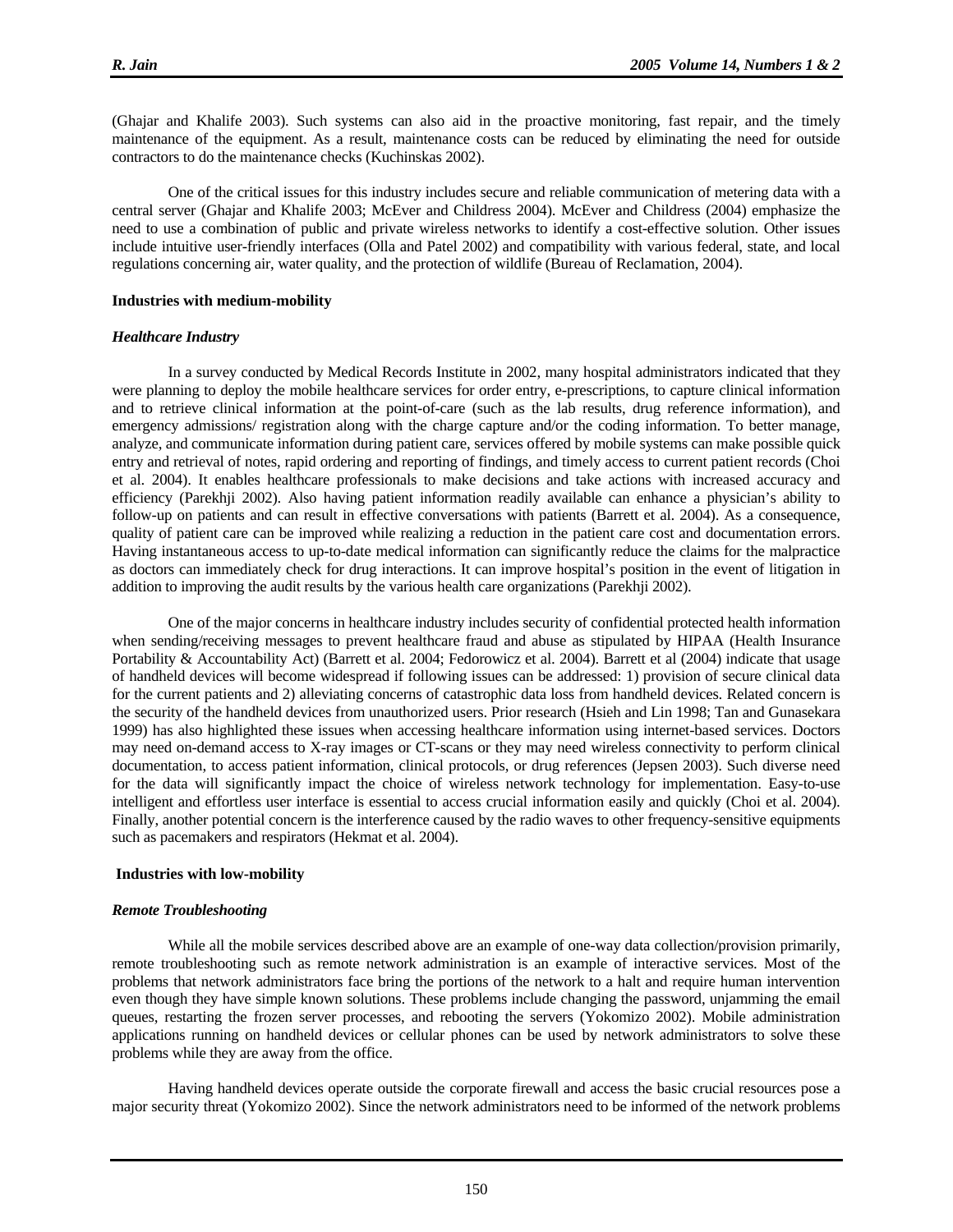(Ghajar and Khalife 2003). Such systems can also aid in the proactive monitoring, fast repair, and the timely maintenance of the equipment. As a result, maintenance costs can be reduced by eliminating the need for outside contractors to do the maintenance checks (Kuchinskas 2002).

One of the critical issues for this industry includes secure and reliable communication of metering data with a central server (Ghajar and Khalife 2003; McEver and Childress 2004). McEver and Childress (2004) emphasize the need to use a combination of public and private wireless networks to identify a cost-effective solution. Other issues include intuitive user-friendly interfaces (Olla and Patel 2002) and compatibility with various federal, state, and local regulations concerning air, water quality, and the protection of wildlife (Bureau of Reclamation, 2004).

**Industries with medium-mobility**

***Healthcare Industry***

In a survey conducted by Medical Records Institute in 2002, many hospital administrators indicated that they were planning to deploy the mobile healthcare services for order entry, e-prescriptions, to capture clinical information and to retrieve clinical information at the point-of-care (such as the lab results, drug reference information), and emergency admissions/ registration along with the charge capture and/or the coding information. To better manage, analyze, and communicate information during patient care, services offered by mobile systems can make possible quick entry and retrieval of notes, rapid ordering and reporting of findings, and timely access to current patient records (Choi et al. 2004). It enables healthcare professionals to make decisions and take actions with increased accuracy and efficiency (Parekhji 2002). Also having patient information readily available can enhance a physician's ability to follow-up on patients and can result in effective conversations with patients (Barrett et al. 2004). As a consequence, quality of patient care can be improved while realizing a reduction in the patient care cost and documentation errors. Having instantaneous access to up-to-date medical information can significantly reduce the claims for the malpractice as doctors can immediately check for drug interactions. It can improve hospital's position in the event of litigation in addition to improving the audit results by the various health care organizations (Parekhji 2002).

One of the major concerns in healthcare industry includes security of confidential protected health information when sending/receiving messages to prevent healthcare fraud and abuse as stipulated by HIPAA (Health Insurance Portability & Accountability Act) (Barrett et al. 2004; Fedorowicz et al. 2004). Barrett et al (2004) indicate that usage of handheld devices will become widespread if following issues can be addressed: 1) provision of secure clinical data for the current patients and 2) alleviating concerns of catastrophic data loss from handheld devices. Related concern is the security of the handheld devices from unauthorized users. Prior research (Hsieh and Lin 1998; Tan and Gunasekara 1999) has also highlighted these issues when accessing healthcare information using internet-based services. Doctors may need on-demand access to X-ray images or CT-scans or they may need wireless connectivity to perform clinical documentation, to access patient information, clinical protocols, or drug references (Jepsen 2003). Such diverse need for the data will significantly impact the choice of wireless network technology for implementation. Easy-to-use intelligent and effortless user interface is essential to access crucial information easily and quickly (Choi et al. 2004). Finally, another potential concern is the interference caused by the radio waves to other frequency-sensitive equipments such as pacemakers and respirators (Hekmat et al. 2004).

**Industries with low-mobility**

***Remote Troubleshooting***

While all the mobile services described above are an example of one-way data collection/provision primarily, remote troubleshooting such as remote network administration is an example of interactive services. Most of the problems that network administrators face bring the portions of the network to a halt and require human intervention even though they have simple known solutions. These problems include changing the password, unjamming the email queues, restarting the frozen server processes, and rebooting the servers (Yokomizo 2002). Mobile administration applications running on handheld devices or cellular phones can be used by network administrators to solve these problems while they are away from the office.

Having handheld devices operate outside the corporate firewall and access the basic crucial resources pose a major security threat (Yokomizo 2002). Since the network administrators need to be informed of the network problems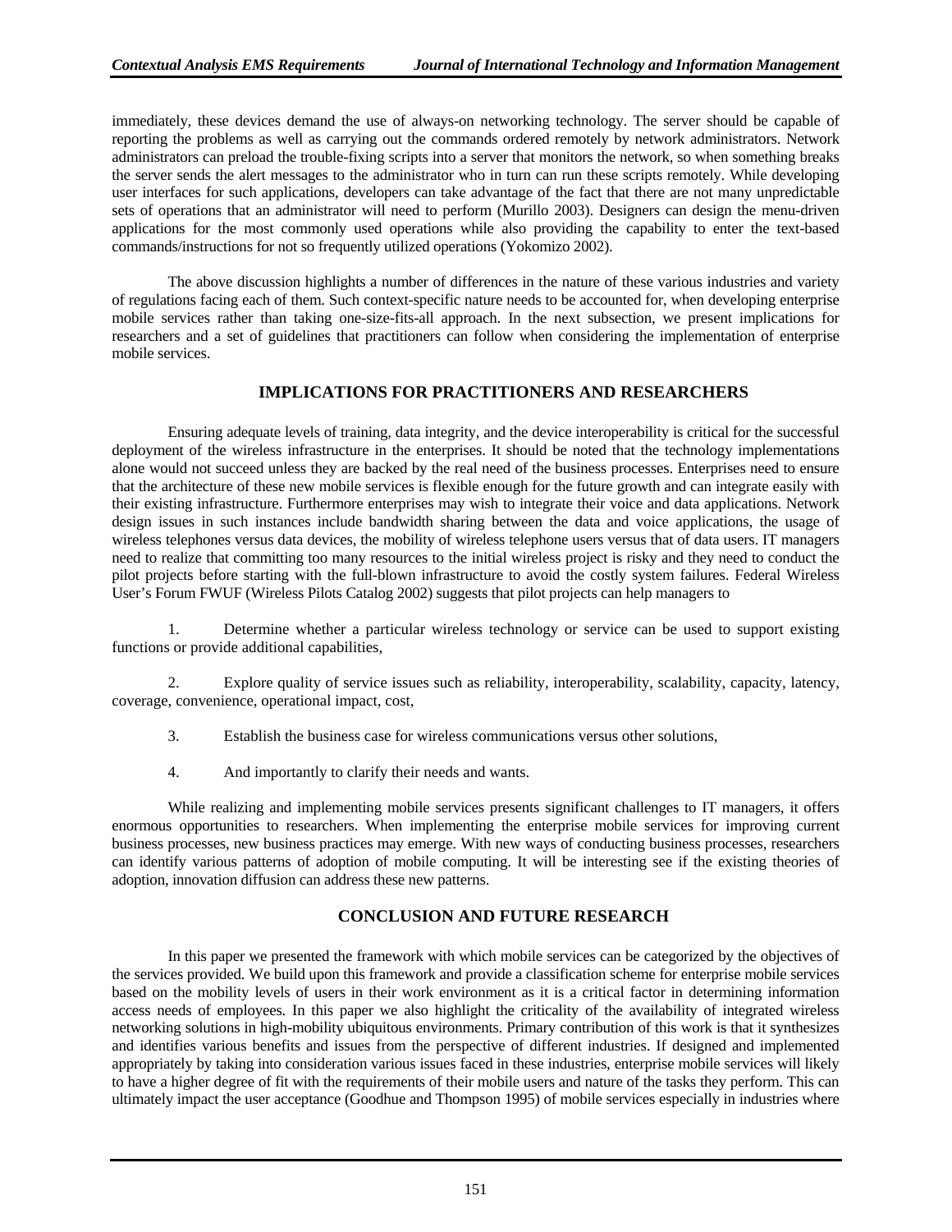immediately, these devices demand the use of always-on networking technology. The server should be capable of reporting the problems as well as carrying out the commands ordered remotely by network administrators. Network administrators can preload the trouble-fixing scripts into a server that monitors the network, so when something breaks the server sends the alert messages to the administrator who in turn can run these scripts remotely. While developing user interfaces for such applications, developers can take advantage of the fact that there are not many unpredictable sets of operations that an administrator will need to perform (Murillo 2003). Designers can design the menu-driven applications for the most commonly used operations while also providing the capability to enter the text-based commands/instructions for not so frequently utilized operations (Yokomizo 2002).

The above discussion highlights a number of differences in the nature of these various industries and variety of regulations facing each of them. Such context-specific nature needs to be accounted for, when developing enterprise mobile services rather than taking one-size-fits-all approach. In the next subsection, we present implications for researchers and a set of guidelines that practitioners can follow when considering the implementation of enterprise mobile services.

## IMPLICATIONS FOR PRACTITIONERS AND RESEARCHERS

Ensuring adequate levels of training, data integrity, and the device interoperability is critical for the successful deployment of the wireless infrastructure in the enterprises. It should be noted that the technology implementations alone would not succeed unless they are backed by the real need of the business processes. Enterprises need to ensure that the architecture of these new mobile services is flexible enough for the future growth and can integrate easily with their existing infrastructure. Furthermore enterprises may wish to integrate their voice and data applications. Network design issues in such instances include bandwidth sharing between the data and voice applications, the usage of wireless telephones versus data devices, the mobility of wireless telephone users versus that of data users. IT managers need to realize that committing too many resources to the initial wireless project is risky and they need to conduct the pilot projects before starting with the full-blown infrastructure to avoid the costly system failures. Federal Wireless User's Forum FWUF (Wireless Pilots Catalog 2002) suggests that pilot projects can help managers to

1. Determine whether a particular wireless technology or service can be used to support existing functions or provide additional capabilities,
2. Explore quality of service issues such as reliability, interoperability, scalability, capacity, latency, coverage, convenience, operational impact, cost,
3. Establish the business case for wireless communications versus other solutions,
4. And importantly to clarify their needs and wants.

While realizing and implementing mobile services presents significant challenges to IT managers, it offers enormous opportunities to researchers. When implementing the enterprise mobile services for improving current business processes, new business practices may emerge. With new ways of conducting business processes, researchers can identify various patterns of adoption of mobile computing. It will be interesting see if the existing theories of adoption, innovation diffusion can address these new patterns.

## CONCLUSION AND FUTURE RESEARCH

In this paper we presented the framework with which mobile services can be categorized by the objectives of the services provided. We build upon this framework and provide a classification scheme for enterprise mobile services based on the mobility levels of users in their work environment as it is a critical factor in determining information access needs of employees. In this paper we also highlight the criticality of the availability of integrated wireless networking solutions in high-mobility ubiquitous environments. Primary contribution of this work is that it synthesizes and identifies various benefits and issues from the perspective of different industries. If designed and implemented appropriately by taking into consideration various issues faced in these industries, enterprise mobile services will likely to have a higher degree of fit with the requirements of their mobile users and nature of the tasks they perform. This can ultimately impact the user acceptance (Goodhue and Thompson 1995) of mobile services especially in industries where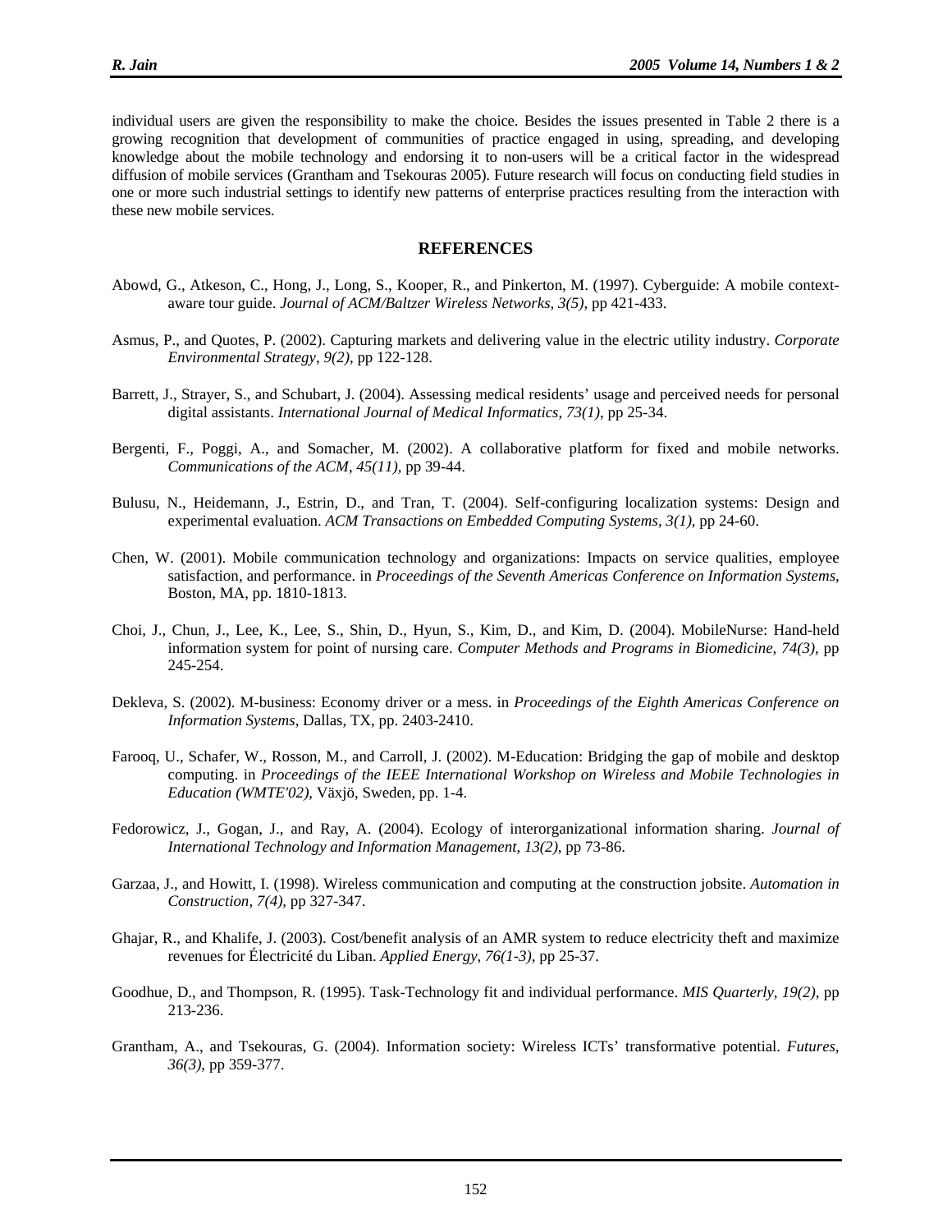individual users are given the responsibility to make the choice. Besides the issues presented in Table 2 there is a growing recognition that development of communities of practice engaged in using, spreading, and developing knowledge about the mobile technology and endorsing it to non-users will be a critical factor in the widespread diffusion of mobile services (Grantham and Tsekouras 2005). Future research will focus on conducting field studies in one or more such industrial settings to identify new patterns of enterprise practices resulting from the interaction with these new mobile services.

## REFERENCES

Abowd, G., Atkeson, C., Hong, J., Long, S., Kooper, R., and Pinkerton, M. (1997). Cyberguide: A mobile context-aware tour guide. *Journal of ACM/Baltzer Wireless Networks*, *3(5)*, pp 421-433.

Asmus, P., and Quotes, P. (2002). Capturing markets and delivering value in the electric utility industry. *Corporate Environmental Strategy*, *9(2)*, pp 122-128.

Barrett, J., Strayer, S., and Schubart, J. (2004). Assessing medical residents' usage and perceived needs for personal digital assistants. *International Journal of Medical Informatics*, *73(1)*, pp 25-34.

Bergenti, F., Poggi, A., and Somacher, M. (2002). A collaborative platform for fixed and mobile networks. *Communications of the ACM*, *45(11)*, pp 39-44.

Bulusu, N., Heidemann, J., Estrin, D., and Tran, T. (2004). Self-configuring localization systems: Design and experimental evaluation. *ACM Transactions on Embedded Computing Systems*, *3(1)*, pp 24-60.

Chen, W. (2001). Mobile communication technology and organizations: Impacts on service qualities, employee satisfaction, and performance. in *Proceedings of the Seventh Americas Conference on Information Systems*, Boston, MA, pp. 1810-1813.

Choi, J., Chun, J., Lee, K., Lee, S., Shin, D., Hyun, S., Kim, D., and Kim, D. (2004). MobileNurse: Hand-held information system for point of nursing care. *Computer Methods and Programs in Biomedicine*, *74(3)*, pp 245-254.

Dekleva, S. (2002). M-business: Economy driver or a mess. in *Proceedings of the Eighth Americas Conference on Information Systems*, Dallas, TX, pp. 2403-2410.

Farooq, U., Schafer, W., Rosson, M., and Carroll, J. (2002). M-Education: Bridging the gap of mobile and desktop computing. in *Proceedings of the IEEE International Workshop on Wireless and Mobile Technologies in Education (WMTE'02)*, Växjö, Sweden, pp. 1-4.

Fedorowicz, J., Gogan, J., and Ray, A. (2004). Ecology of interorganizational information sharing. *Journal of International Technology and Information Management*, *13(2)*, pp 73-86.

Garzaa, J., and Howitt, I. (1998). Wireless communication and computing at the construction jobsite. *Automation in Construction*, *7(4)*, pp 327-347.

Ghajar, R., and Khalife, J. (2003). Cost/benefit analysis of an AMR system to reduce electricity theft and maximize revenues for Électricité du Liban. *Applied Energy*, *76(1-3)*, pp 25-37.

Goodhue, D., and Thompson, R. (1995). Task-Technology fit and individual performance. *MIS Quarterly*, *19(2)*, pp 213-236.

Grantham, A., and Tsekouras, G. (2004). Information society: Wireless ICTs' transformative potential. *Futures*, *36(3)*, pp 359-377.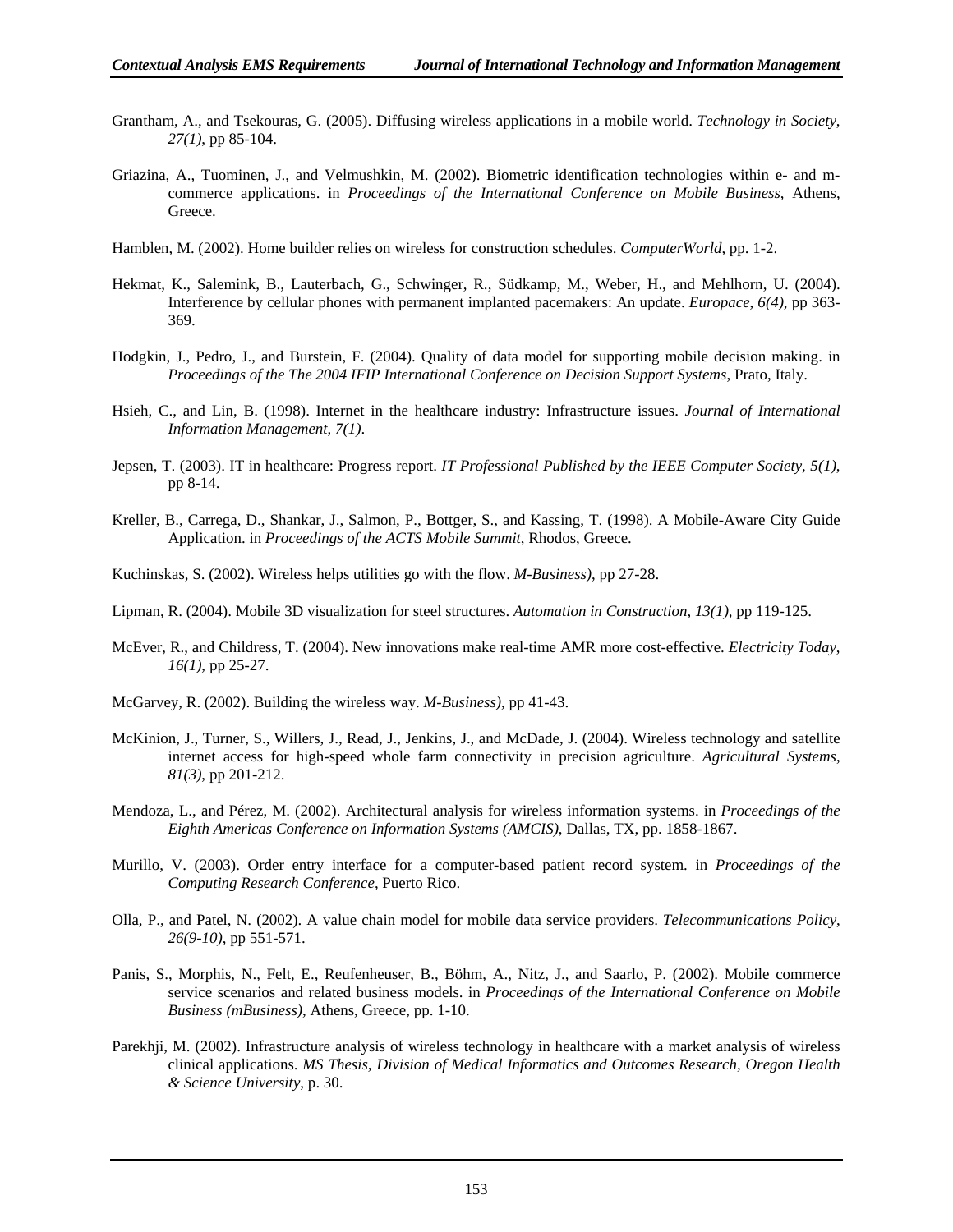Grantham, A., and Tsekouras, G. (2005). Diffusing wireless applications in a mobile world. *Technology in Society, 27(1)*, pp 85-104.

Griazina, A., Tuominen, J., and Velmushkin, M. (2002). Biometric identification technologies within e- and m-commerce applications. in *Proceedings of the International Conference on Mobile Business*, Athens, Greece.

Hamblen, M. (2002). Home builder relies on wireless for construction schedules. *ComputerWorld*, pp. 1-2.

Hekmat, K., Salemink, B., Lauterbach, G., Schwinger, R., Südkamp, M., Weber, H., and Mehlhorn, U. (2004). Interference by cellular phones with permanent implanted pacemakers: An update. *Europace, 6(4)*, pp 363-369.

Hodgkin, J., Pedro, J., and Burstein, F. (2004). Quality of data model for supporting mobile decision making. in *Proceedings of the The 2004 IFIP International Conference on Decision Support Systems*, Prato, Italy.

Hsieh, C., and Lin, B. (1998). Internet in the healthcare industry: Infrastructure issues. *Journal of International Information Management, 7(1)*.

Jepsen, T. (2003). IT in healthcare: Progress report. *IT Professional Published by the IEEE Computer Society, 5(1)*, pp 8-14.

Kreller, B., Carrega, D., Shankar, J., Salmon, P., Bottger, S., and Kassing, T. (1998). A Mobile-Aware City Guide Application. in *Proceedings of the ACTS Mobile Summit*, Rhodos, Greece.

Kuchinskas, S. (2002). Wireless helps utilities go with the flow. *M-Business)*, pp 27-28.

Lipman, R. (2004). Mobile 3D visualization for steel structures. *Automation in Construction, 13(1)*, pp 119-125.

McEver, R., and Childress, T. (2004). New innovations make real-time AMR more cost-effective. *Electricity Today, 16(1)*, pp 25-27.

McGarvey, R. (2002). Building the wireless way. *M-Business)*, pp 41-43.

McKinion, J., Turner, S., Willers, J., Read, J., Jenkins, J., and McDade, J. (2004). Wireless technology and satellite internet access for high-speed whole farm connectivity in precision agriculture. *Agricultural Systems, 81(3)*, pp 201-212.

Mendoza, L., and Pérez, M. (2002). Architectural analysis for wireless information systems. in *Proceedings of the Eighth Americas Conference on Information Systems (AMCIS)*, Dallas, TX, pp. 1858-1867.

Murillo, V. (2003). Order entry interface for a computer-based patient record system. in *Proceedings of the Computing Research Conference*, Puerto Rico.

Olla, P., and Patel, N. (2002). A value chain model for mobile data service providers. *Telecommunications Policy, 26(9-10)*, pp 551-571.

Panis, S., Morphis, N., Felt, E., Reufenheuser, B., Böhm, A., Nitz, J., and Saarlo, P. (2002). Mobile commerce service scenarios and related business models. in *Proceedings of the International Conference on Mobile Business (mBusiness)*, Athens, Greece, pp. 1-10.

Parekhji, M. (2002). Infrastructure analysis of wireless technology in healthcare with a market analysis of wireless clinical applications. *MS Thesis, Division of Medical Informatics and Outcomes Research, Oregon Health & Science University*, p. 30.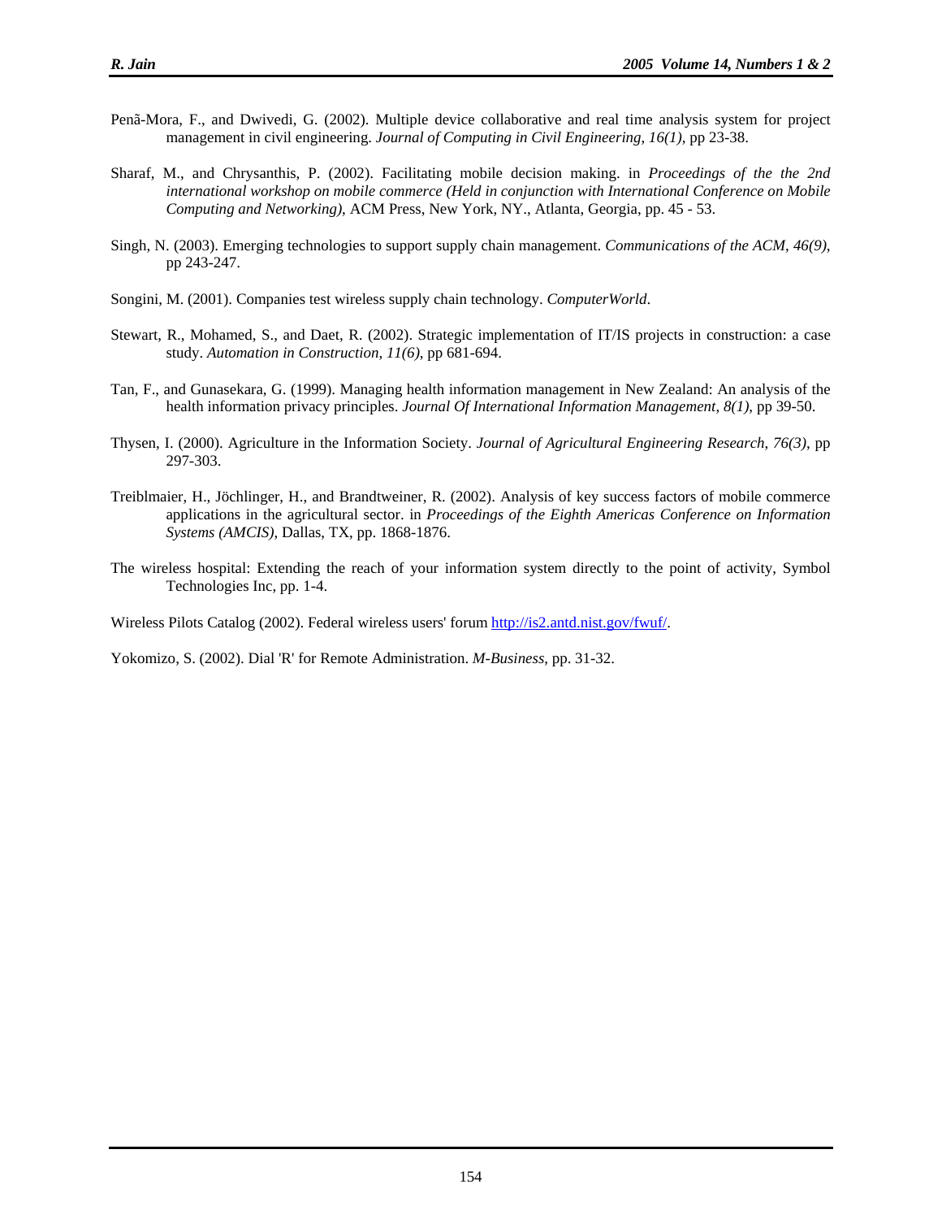Penã-Mora, F., and Dwivedi, G. (2002). Multiple device collaborative and real time analysis system for project management in civil engineering. *Journal of Computing in Civil Engineering, 16(1)*, pp 23-38.

Sharaf, M., and Chrysanthis, P. (2002). Facilitating mobile decision making. in *Proceedings of the the 2nd international workshop on mobile commerce (Held in conjunction with International Conference on Mobile Computing and Networking)*, ACM Press, New York, NY., Atlanta, Georgia, pp. 45 - 53.

Singh, N. (2003). Emerging technologies to support supply chain management. *Communications of the ACM, 46(9)*, pp 243-247.

Songini, M. (2001). Companies test wireless supply chain technology. *ComputerWorld*.

Stewart, R., Mohamed, S., and Daet, R. (2002). Strategic implementation of IT/IS projects in construction: a case study. *Automation in Construction, 11(6)*, pp 681-694.

Tan, F., and Gunasekara, G. (1999). Managing health information management in New Zealand: An analysis of the health information privacy principles. *Journal Of International Information Management, 8(1)*, pp 39-50.

Thysen, I. (2000). Agriculture in the Information Society. *Journal of Agricultural Engineering Research, 76(3)*, pp 297-303.

Treiblmaier, H., Jöchlinger, H., and Brandtweiner, R. (2002). Analysis of key success factors of mobile commerce applications in the agricultural sector. in *Proceedings of the Eighth Americas Conference on Information Systems (AMCIS)*, Dallas, TX, pp. 1868-1876.

The wireless hospital: Extending the reach of your information system directly to the point of activity, Symbol Technologies Inc, pp. 1-4.

Wireless Pilots Catalog (2002). Federal wireless users' forum http://is2.antd.nist.gov/fwuf/.

Yokomizo, S. (2002). Dial 'R' for Remote Administration. *M-Business*, pp. 31-32.